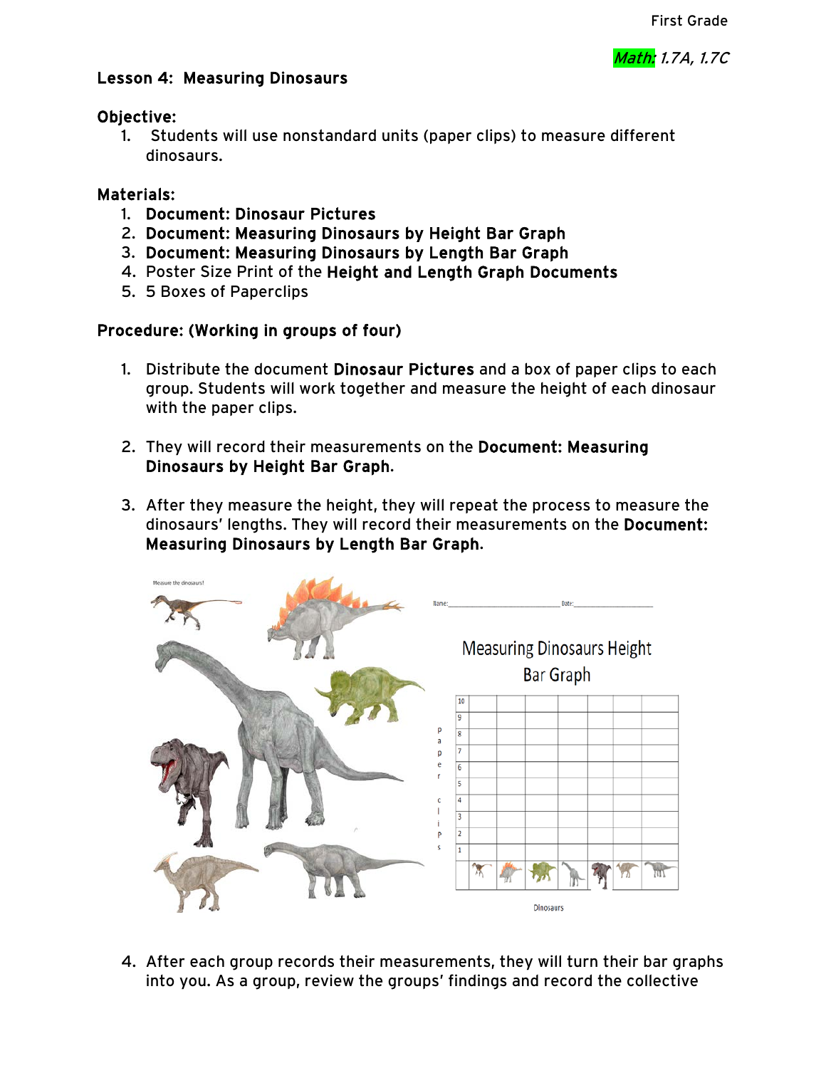First Grade

*Math: 1.7A, 1.7C*

**Lesson 4: Measuring Dinosaurs**

**Objective:**

1. Students will use nonstandard units (paper clips) to measure different dinosaurs.

**Materials:**

1. **Document: Dinosaur Pictures**
2. **Document: Measuring Dinosaurs by Height Bar Graph**
3. **Document: Measuring Dinosaurs by Length Bar Graph**
4. Poster Size Print of the **Height and Length Graph Documents**
5. 5 Boxes of Paperclips

**Procedure: (Working in groups of four)**

1. Distribute the document **Dinosaur Pictures** and a box of paper clips to each group. Students will work together and measure the height of each dinosaur with the paper clips.

2. They will record their measurements on the **Document: Measuring Dinosaurs by Height Bar Graph.**

3. After they measure the height, they will repeat the process to measure the dinosaurs' lengths. They will record their measurements on the **Document: Measuring Dinosaurs by Length Bar Graph.**

4. After each group records their measurements, they will turn their bar graphs into you. As a group, review the groups' findings and record the collective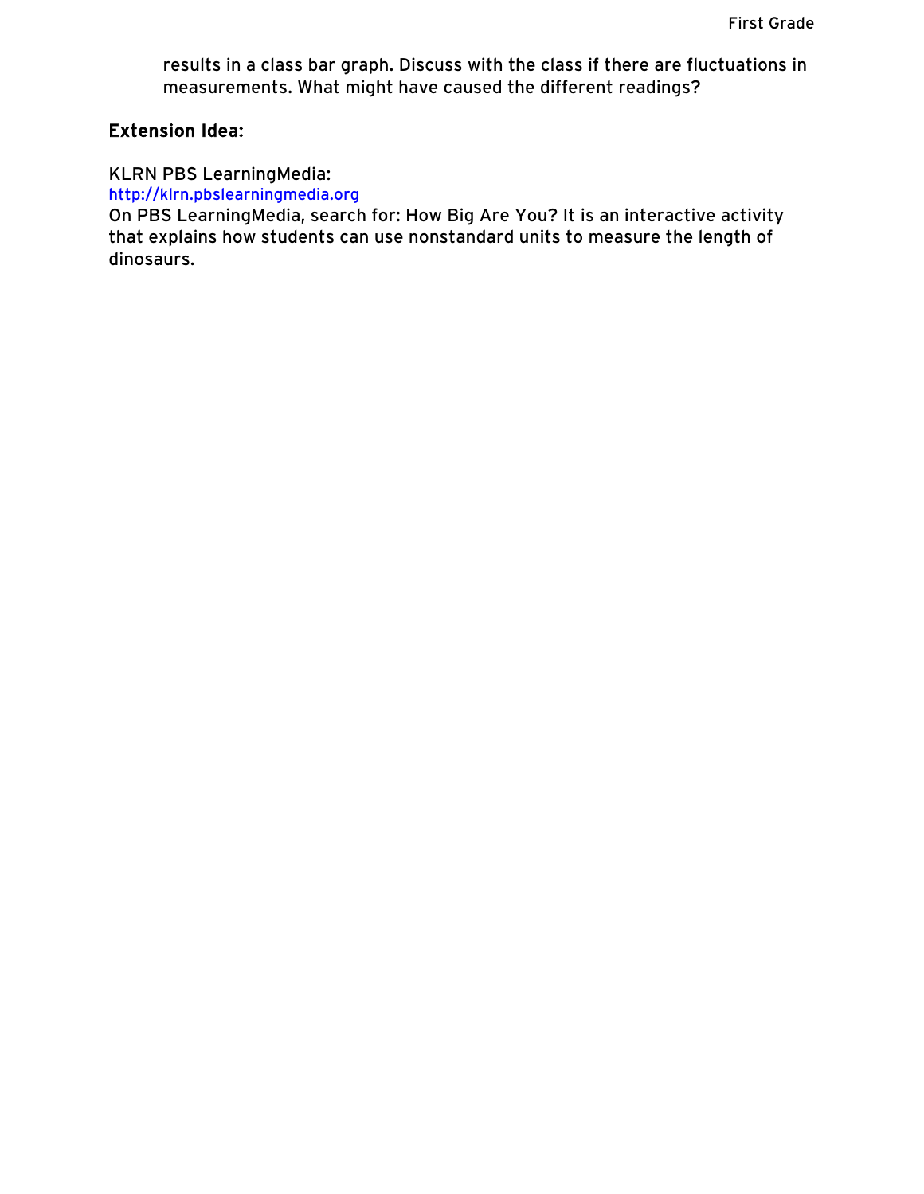results in a class bar graph. Discuss with the class if there are fluctuations in measurements. What might have caused the different readings?

**Extension Idea:**

KLRN PBS LearningMedia:
http://klrn.pbslearningmedia.org
On PBS LearningMedia, search for: How Big Are You? It is an interactive activity that explains how students can use nonstandard units to measure the length of dinosaurs.